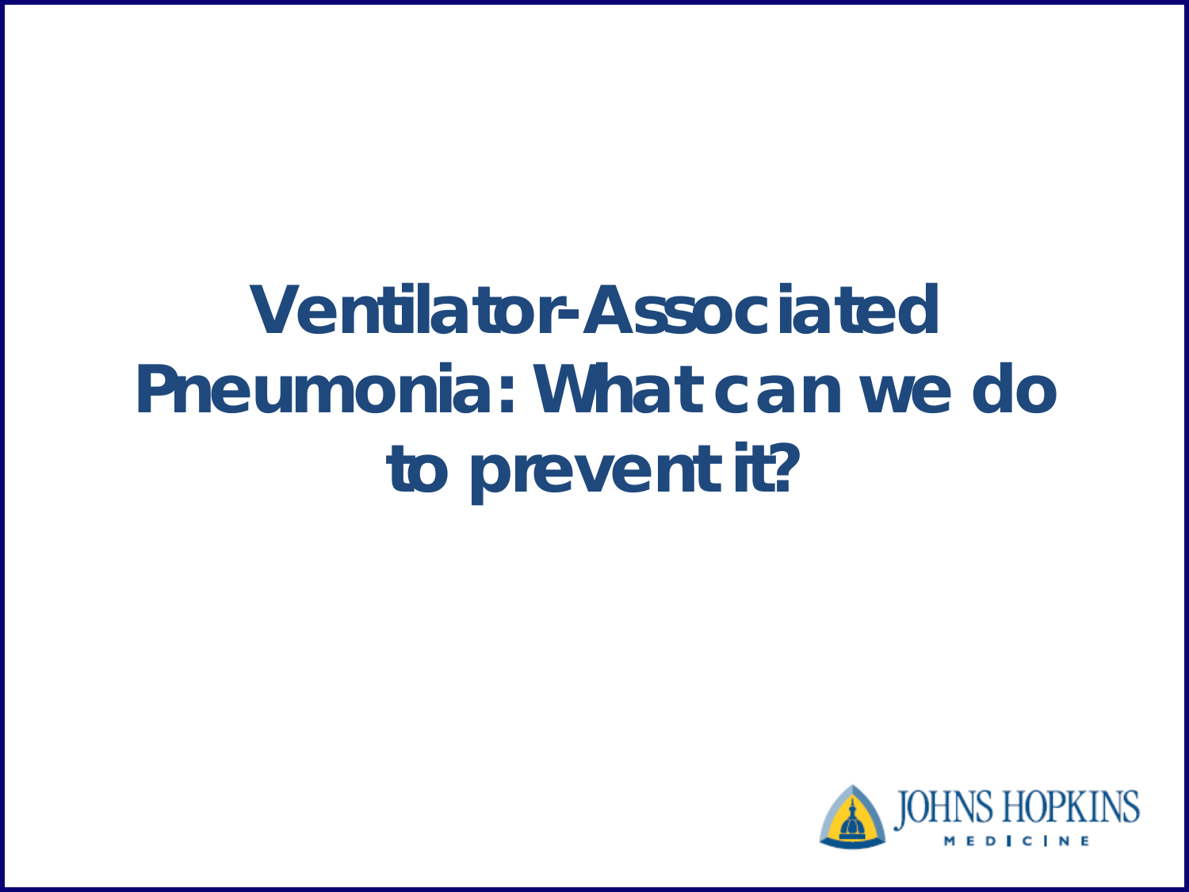# Ventilator-Associated Pneumonia: What can we do to prevent it?

JOHNS HOPKINS
MEDICINE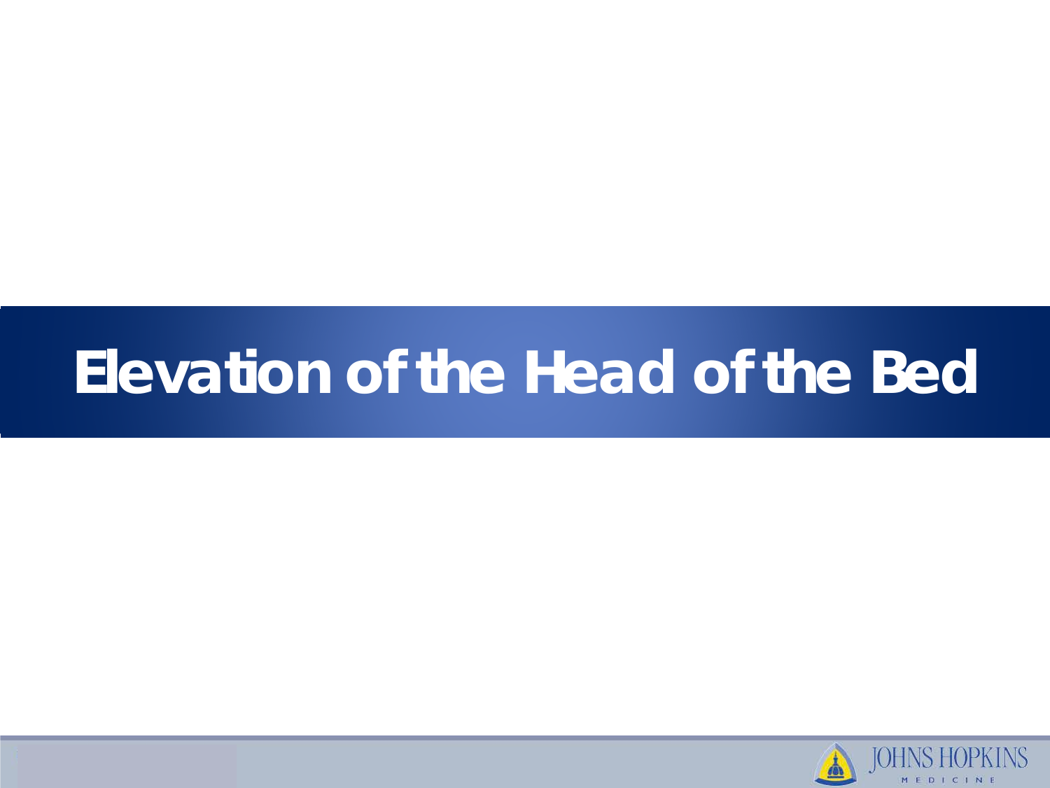# Elevation of the Head of the Bed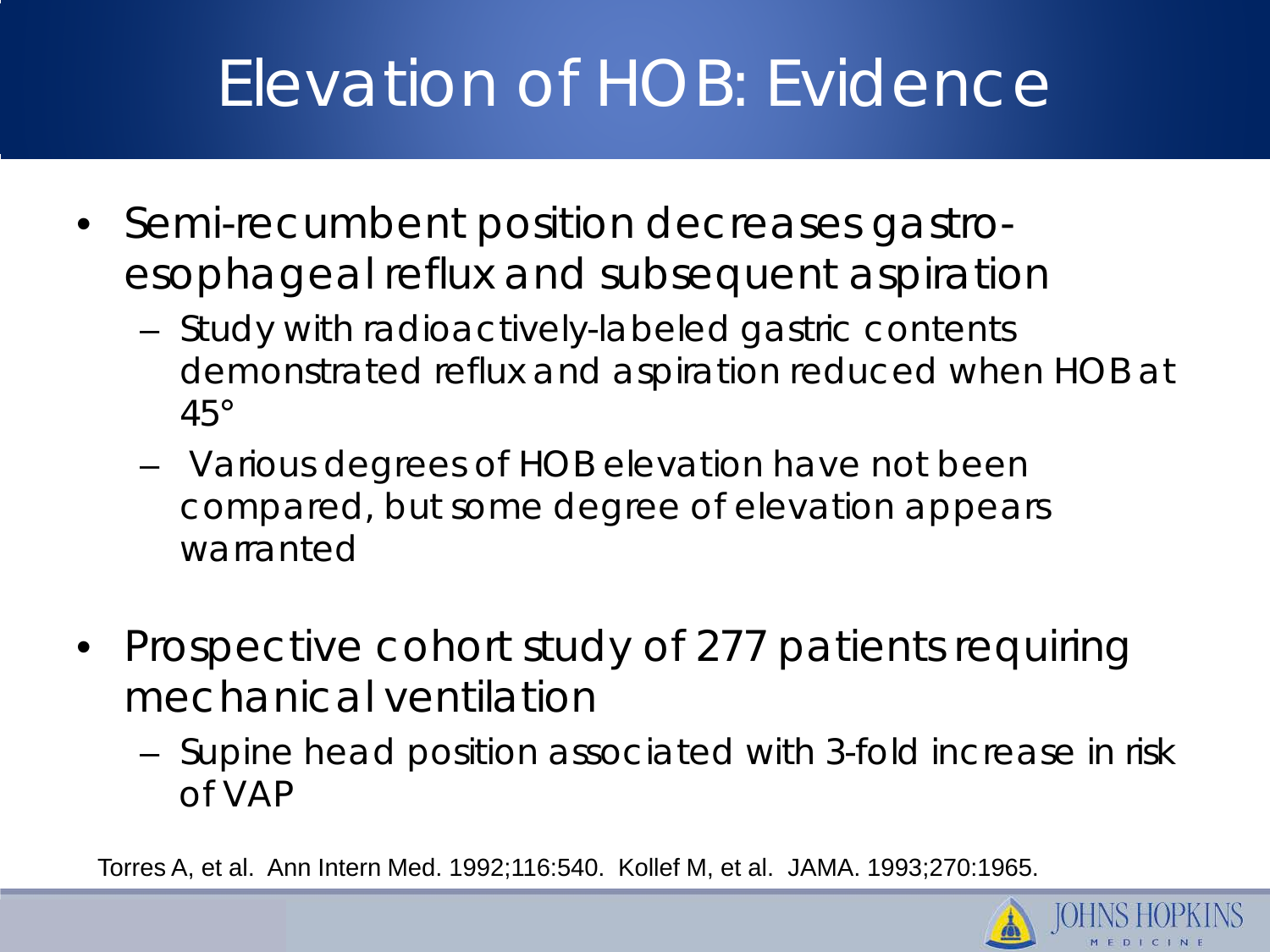# Elevation of HOB: Evidence

- Semi-recumbent position decreases gastro-esophageal reflux and subsequent aspiration
  - Study with radioactively-labeled gastric contents demonstrated reflux and aspiration reduced when HOB at 45°
  - Various degrees of HOB elevation have not been compared, but some degree of elevation appears warranted
- Prospective cohort study of 277 patients requiring mechanical ventilation
  - Supine head position associated with 3-fold increase in risk of VAP

Torres A, et al. Ann Intern Med. 1992;116:540. Kollef M, et al. JAMA. 1993;270:1965.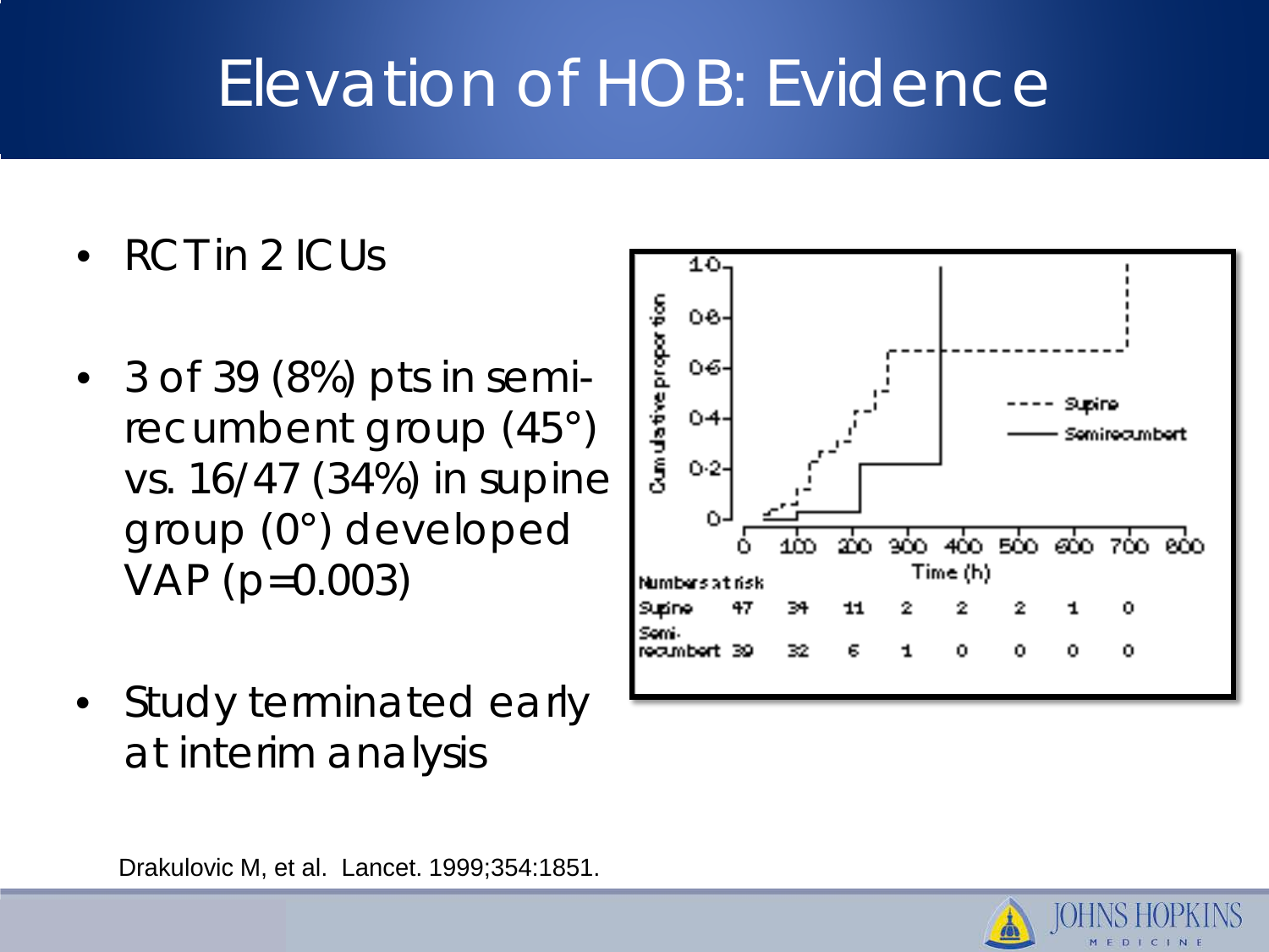# Elevation of HOB: Evidence

- RCT in 2 ICUs
- 3 of 39 (8%) pts in semi-recumbent group (45°) vs. 16/47 (34%) in supine group (0°) developed VAP (p=0.003)
- Study terminated early at interim analysis

Cumulative proportion

1·0
0·8
0·6
0·4
0·2
0

0 100 200 300 400 500 600 700 800

Time (h)

Supine
Semirecumbent

Numbers at risk

Supine 47 34 11 2 2 2 1 0

Semi-recumbent 39 32 6 1 0 0 0 0

Drakulovic M, et al. Lancet. 1999;354:1851.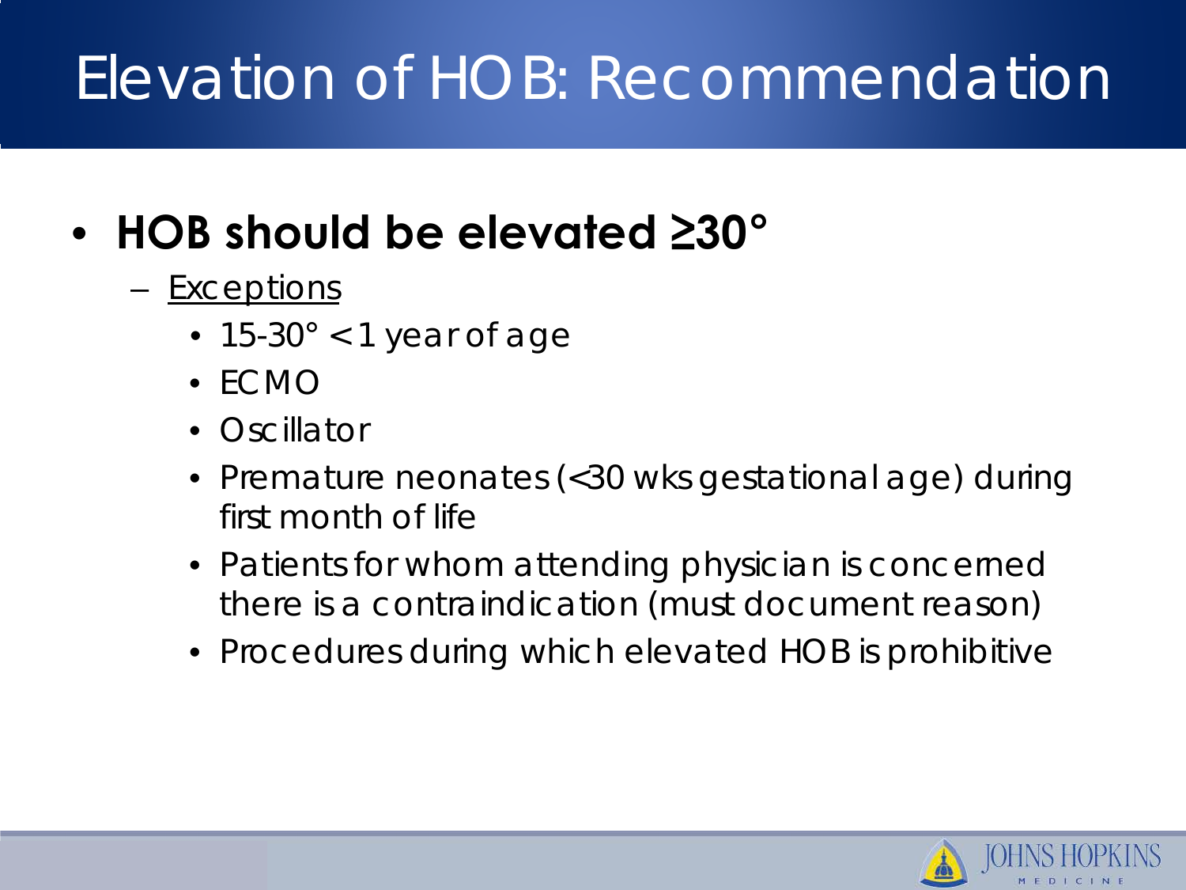# Elevation of HOB: Recommendation

- **HOB should be elevated ≥30°**
  - Exceptions
    - 15-30° < 1 year of age
    - ECMO
    - Oscillator
    - Premature neonates (<30 wks gestational age) during first month of life
    - Patients for whom attending physician is concerned there is a contraindication (must document reason)
    - Procedures during which elevated HOB is prohibitive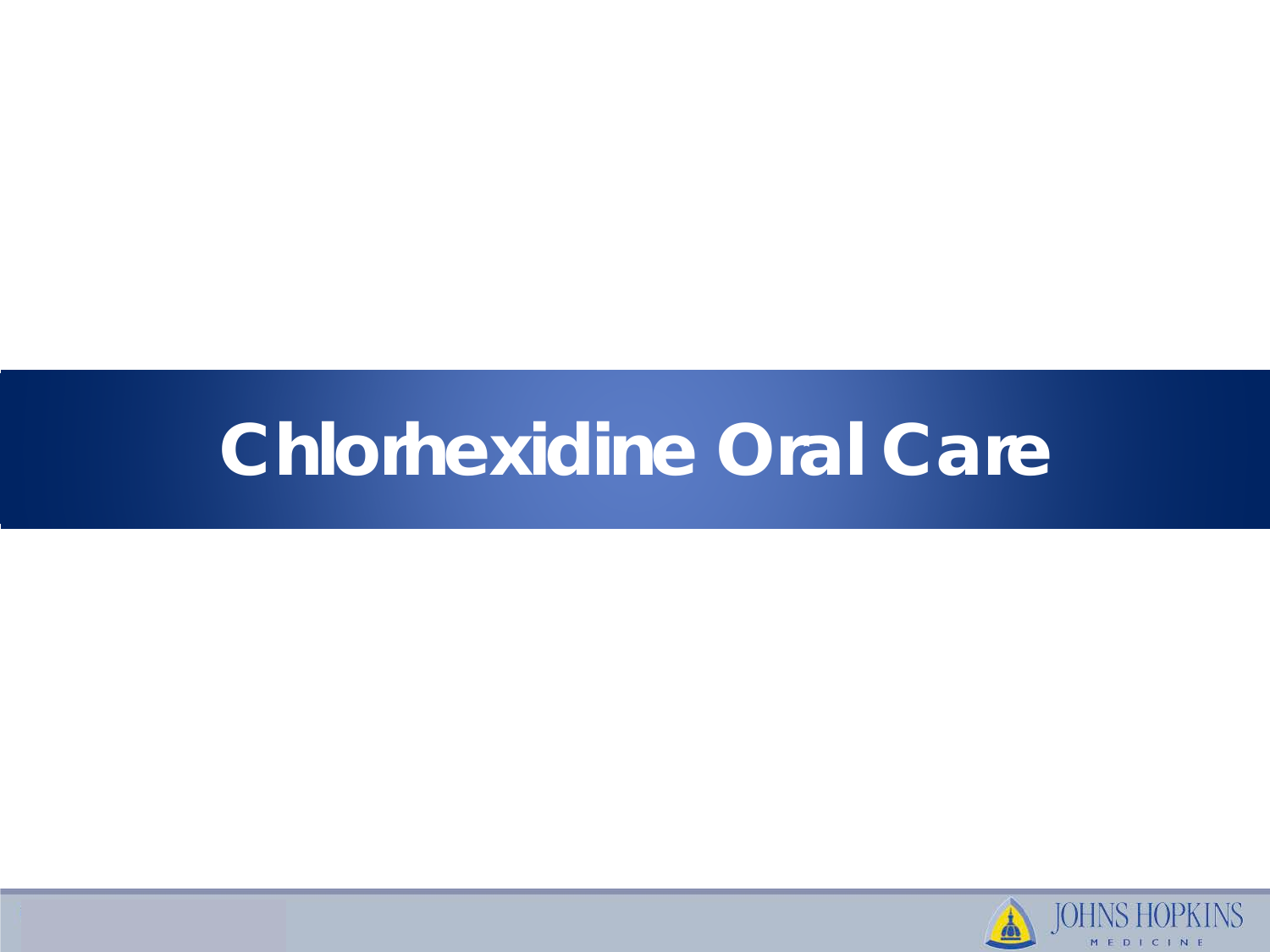# Chlorhexidine Oral Care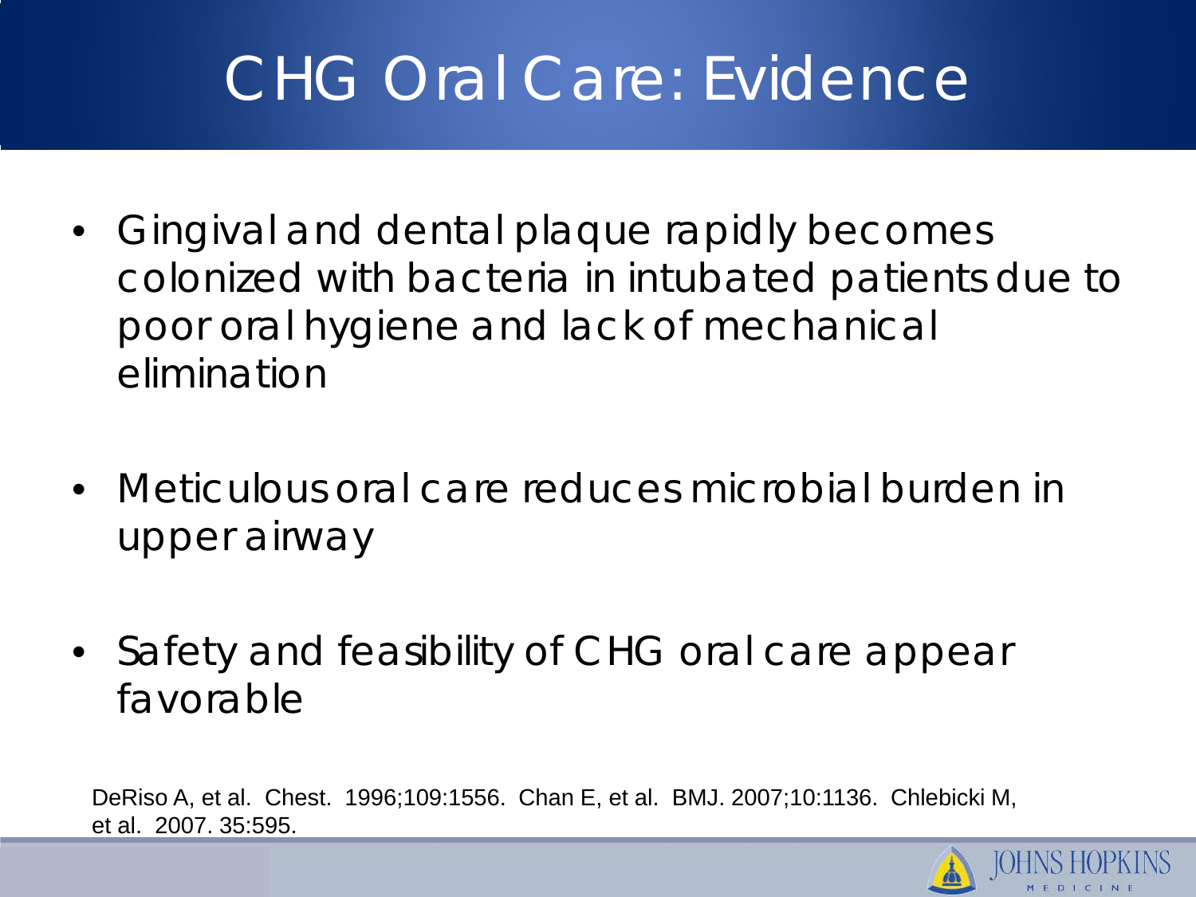# CHG Oral Care: Evidence

- Gingival and dental plaque rapidly becomes colonized with bacteria in intubated patients due to poor oral hygiene and lack of mechanical elimination
- Meticulous oral care reduces microbial burden in upper airway
- Safety and feasibility of CHG oral care appear favorable

DeRiso A, et al. Chest. 1996;109:1556. Chan E, et al. BMJ. 2007;10:1136. Chlebicki M, et al. 2007. 35:595.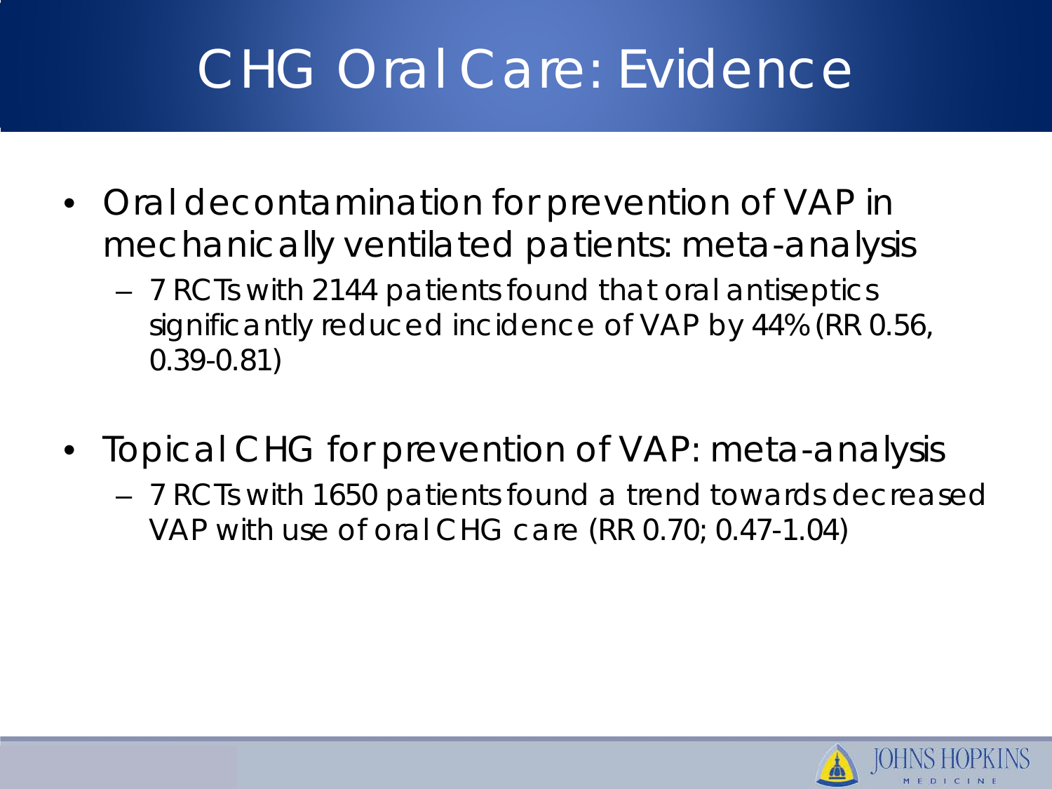# CHG Oral Care: Evidence

- Oral decontamination for prevention of VAP in mechanically ventilated patients: meta-analysis
  - 7 RCTs with 2144 patients found that oral antiseptics significantly reduced incidence of VAP by 44% (RR 0.56, 0.39-0.81)

- Topical CHG for prevention of VAP: meta-analysis
  - 7 RCTs with 1650 patients found a trend towards decreased VAP with use of oral CHG care (RR 0.70; 0.47-1.04)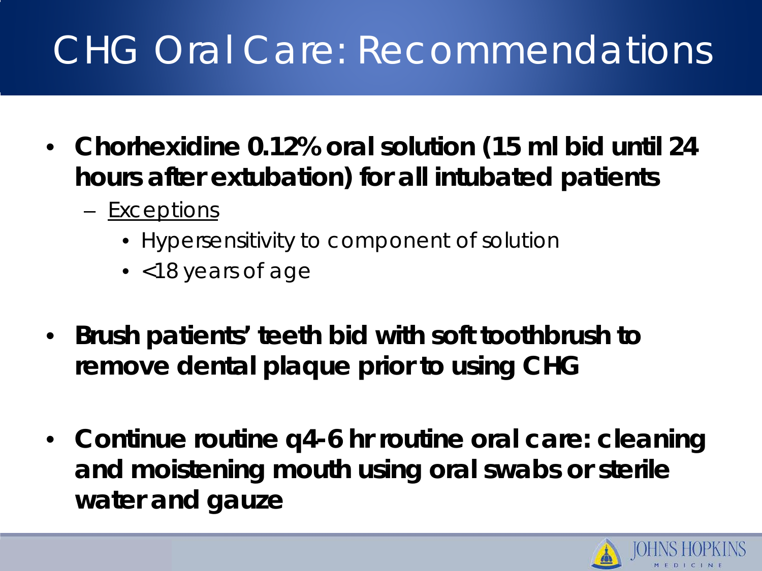# CHG Oral Care: Recommendations

- **Chorhexidine 0.12% oral solution (15 ml bid until 24 hours after extubation) for all intubated patients**
  - Exceptions
    - Hypersensitivity to component of solution
    - <18 years of age
- **Brush patients' teeth bid with soft toothbrush to remove dental plaque prior to using CHG**
- **Continue routine q4-6 hr routine oral care: cleaning and moistening mouth using oral swabs or sterile water and gauze**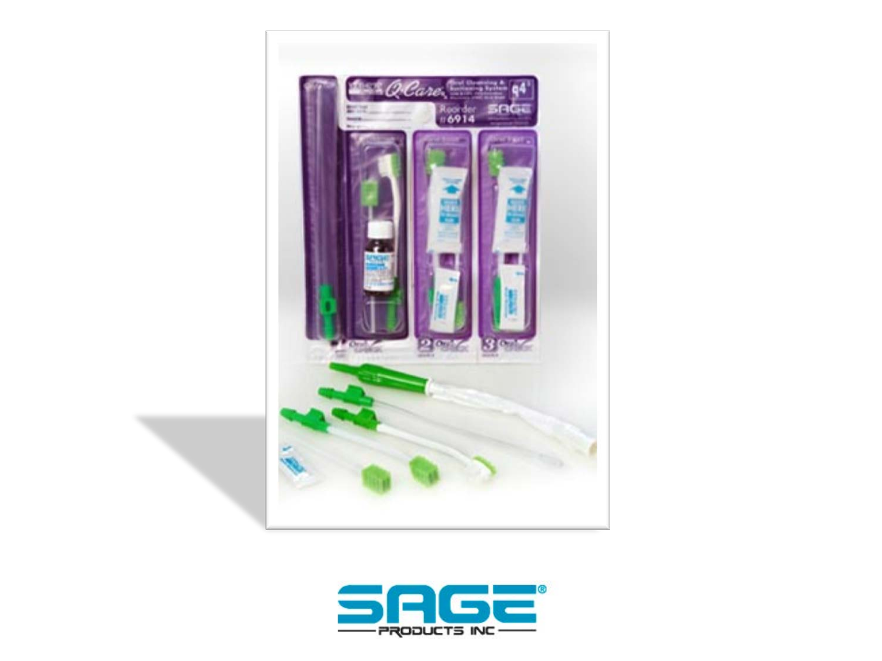SAGE®

PRODUCTS INC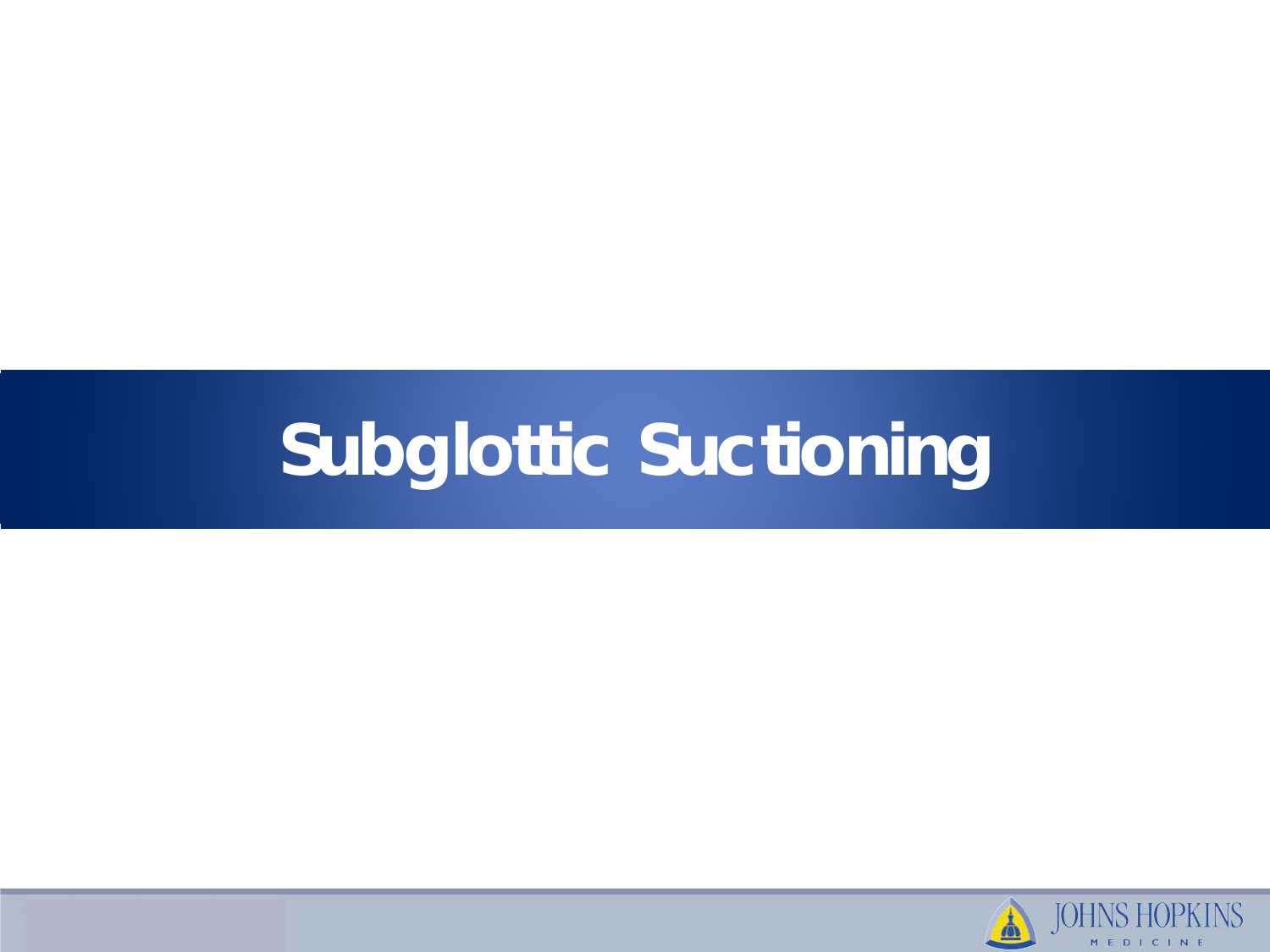# Subglottic Suctioning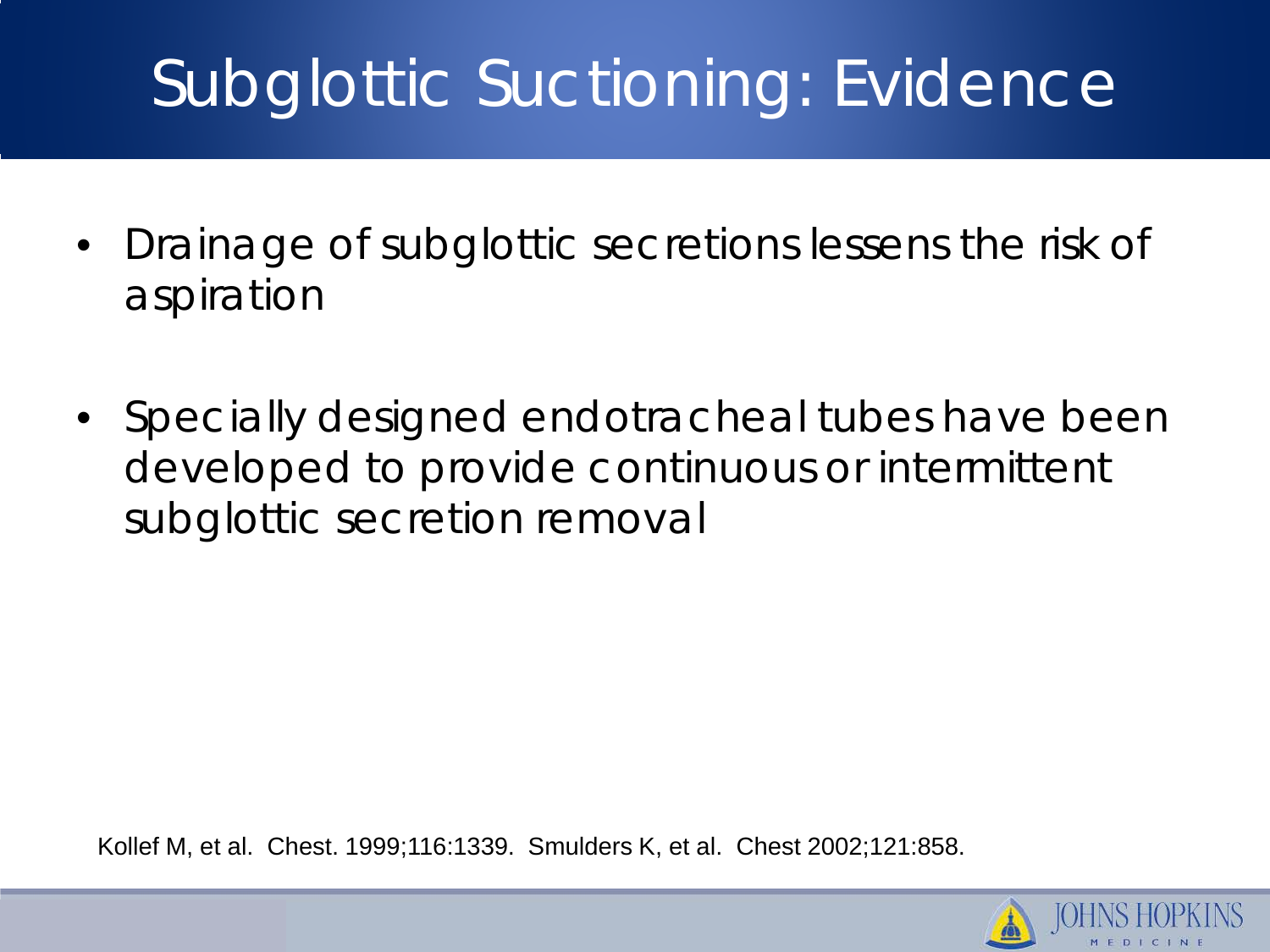# Subglottic Suctioning: Evidence

- Drainage of subglottic secretions lessens the risk of aspiration
- Specially designed endotracheal tubes have been developed to provide continuous or intermittent subglottic secretion removal

Kollef M, et al. Chest. 1999;116:1339. Smulders K, et al. Chest 2002;121:858.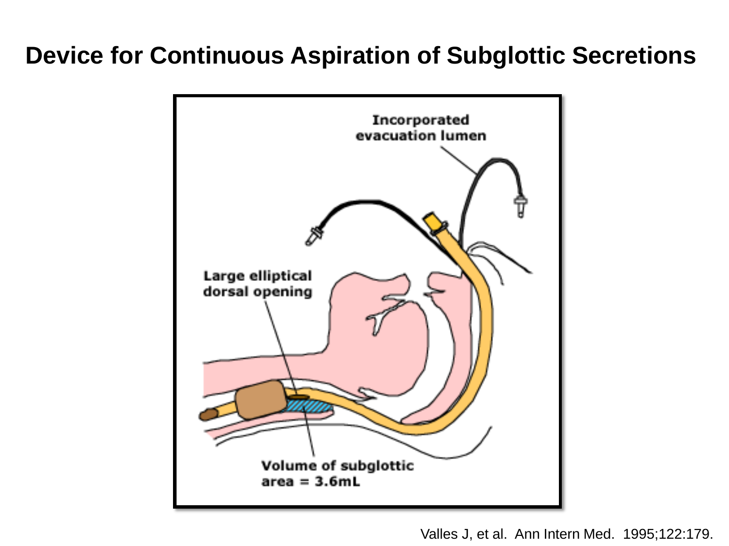# Device for Continuous Aspiration of Subglottic Secretions

Incorporated evacuation lumen

Large elliptical dorsal opening

Volume of subglottic area = 3.6mL

Valles J, et al. Ann Intern Med. 1995;122:179.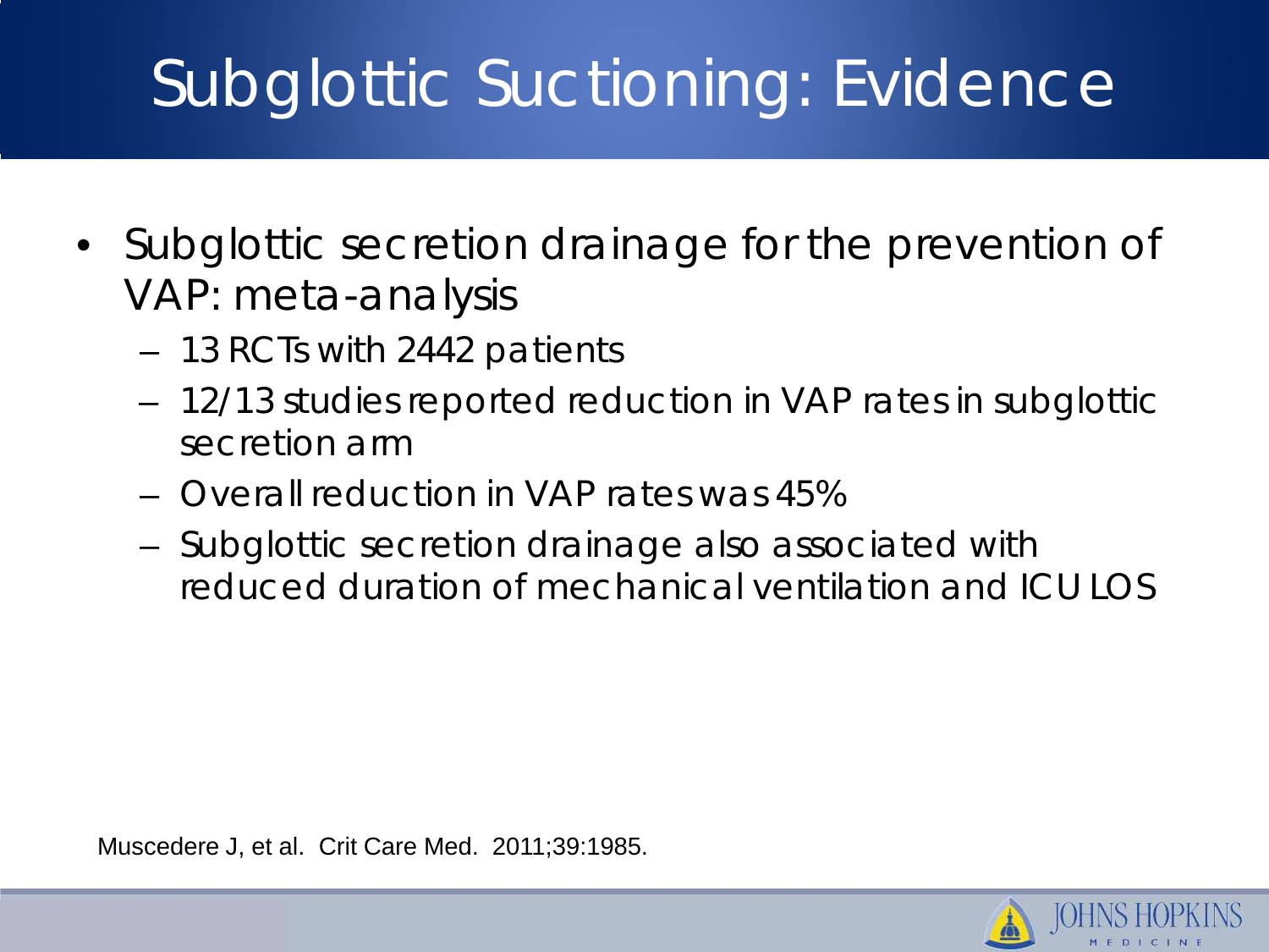# Subglottic Suctioning: Evidence

- Subglottic secretion drainage for the prevention of VAP: meta-analysis
  - 13 RCTs with 2442 patients
  - 12/13 studies reported reduction in VAP rates in subglottic secretion arm
  - Overall reduction in VAP rates was 45%
  - Subglottic secretion drainage also associated with reduced duration of mechanical ventilation and ICU LOS

Muscedere J, et al. Crit Care Med. 2011;39:1985.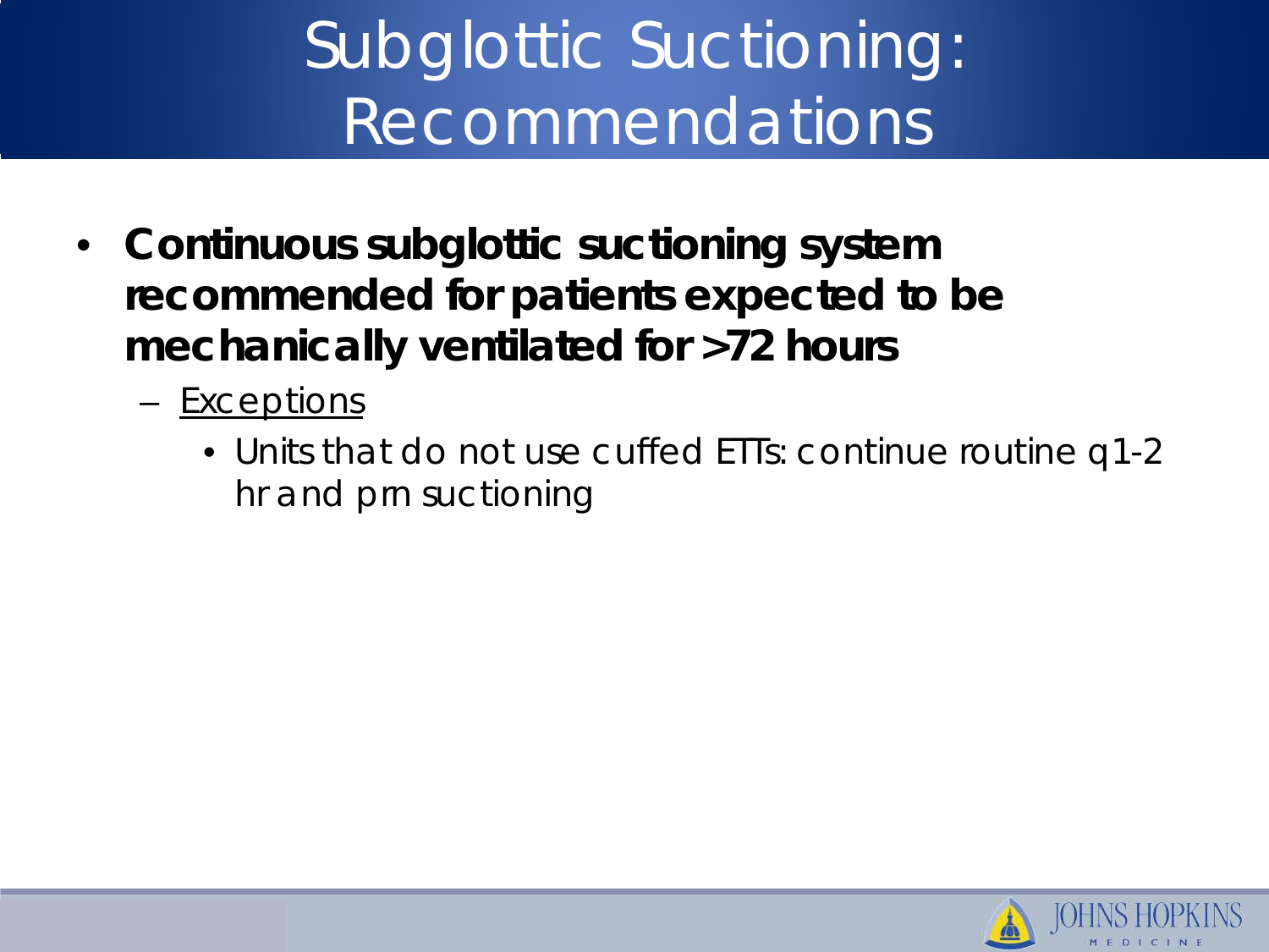# Subglottic Suctioning: Recommendations

- **Continuous subglottic suctioning system recommended for patients expected to be mechanically ventilated for >72 hours**
  - Exceptions
    - Units that do not use cuffed ETTs: continue routine q1-2 hr and prn suctioning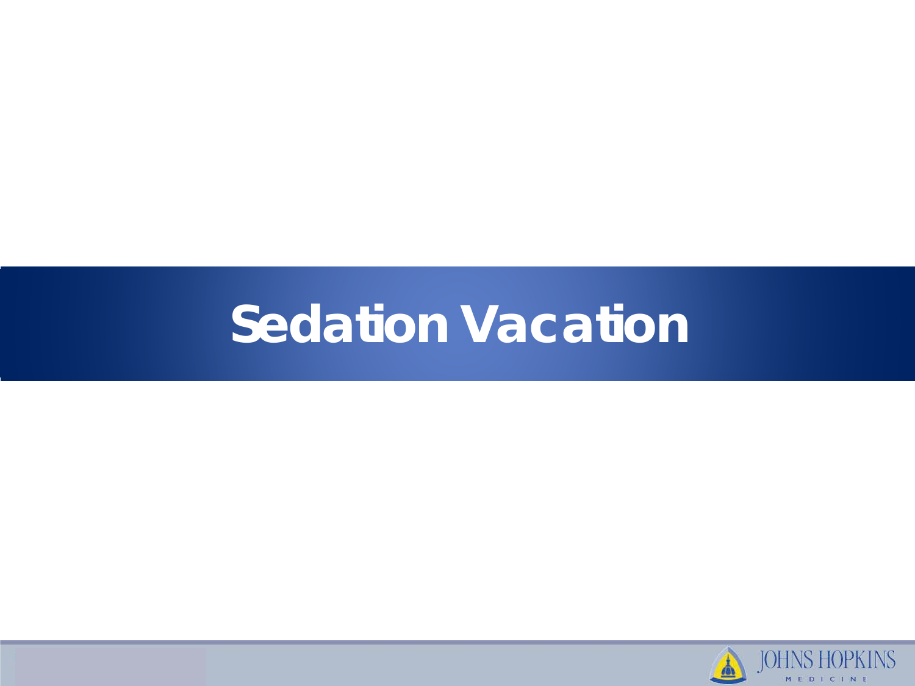# Sedation Vacation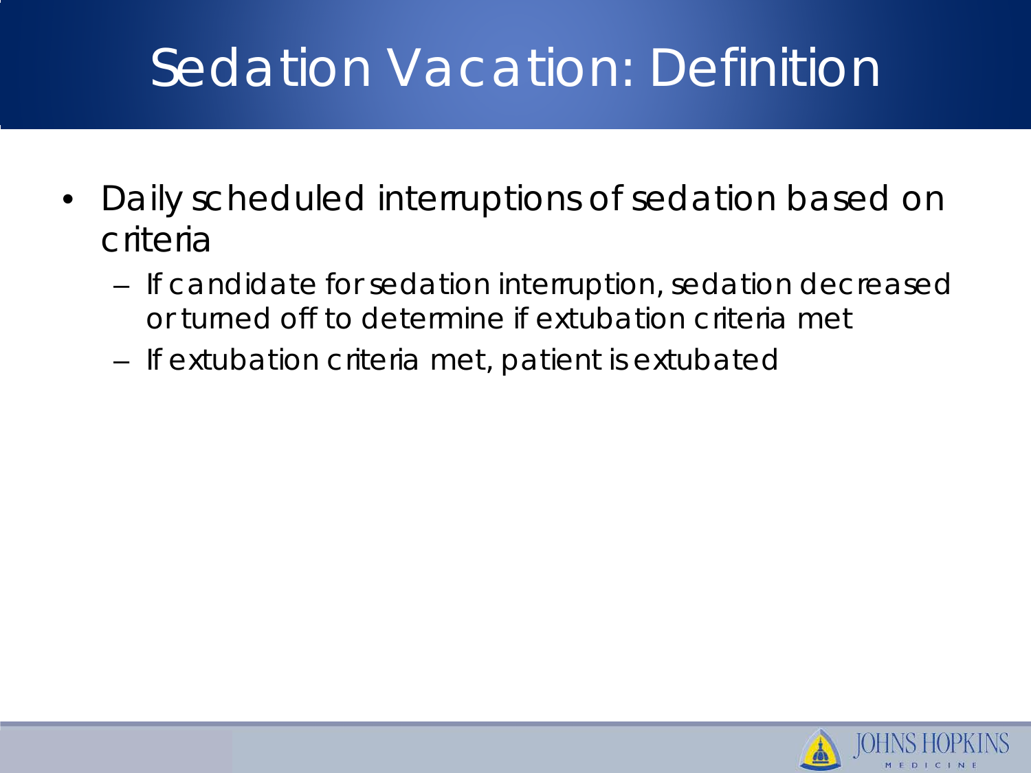# Sedation Vacation: Definition

- Daily scheduled interruptions of sedation based on criteria
  - If candidate for sedation interruption, sedation decreased or turned off to determine if extubation criteria met
  - If extubation criteria met, patient is extubated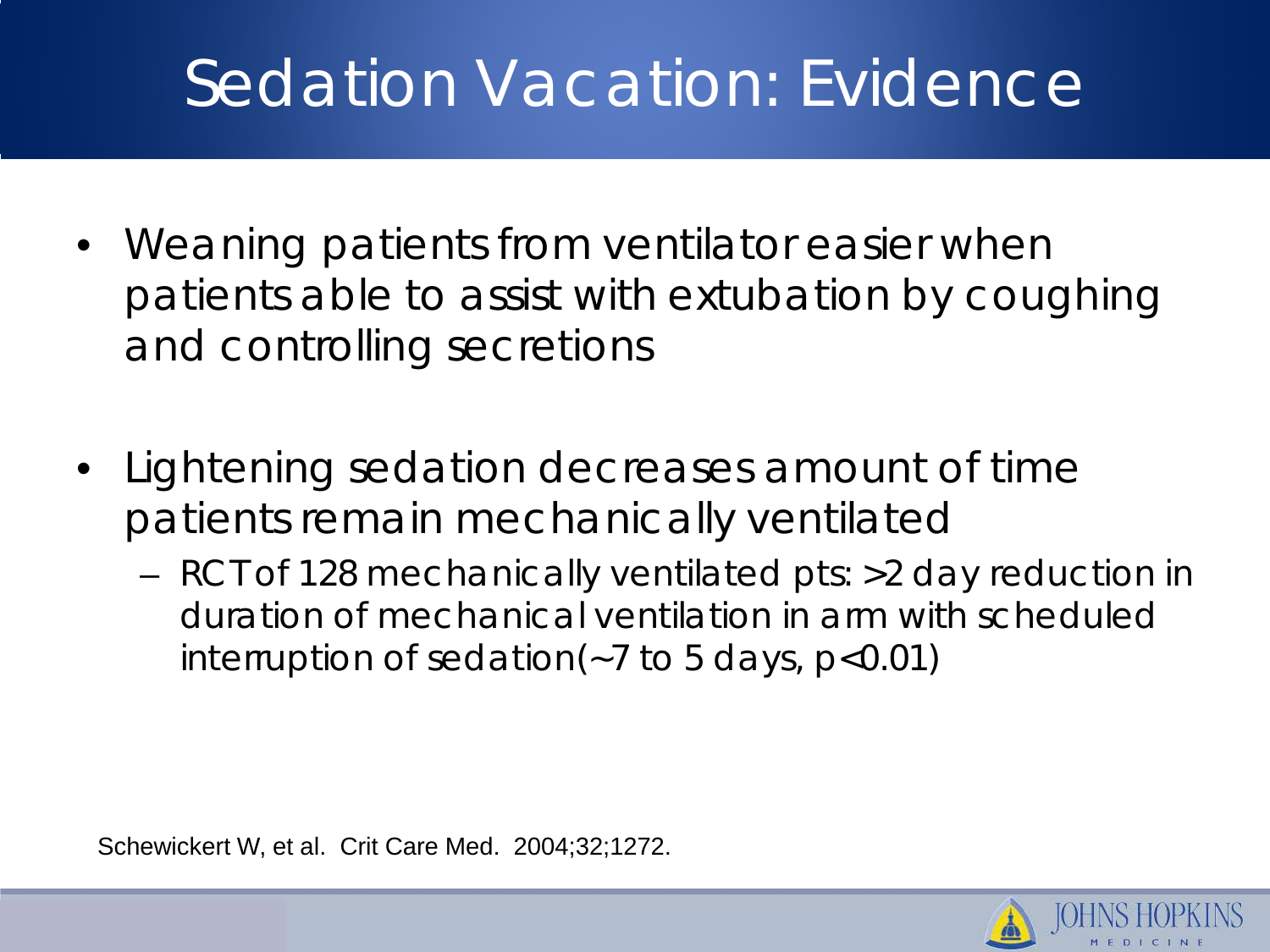# Sedation Vacation: Evidence

- Weaning patients from ventilator easier when patients able to assist with extubation by coughing and controlling secretions
- Lightening sedation decreases amount of time patients remain mechanically ventilated
  - RCT of 128 mechanically ventilated pts: >2 day reduction in duration of mechanical ventilation in arm with scheduled interruption of sedation(~7 to 5 days, p<0.01)

Schewickert W, et al. Crit Care Med. 2004;32;1272.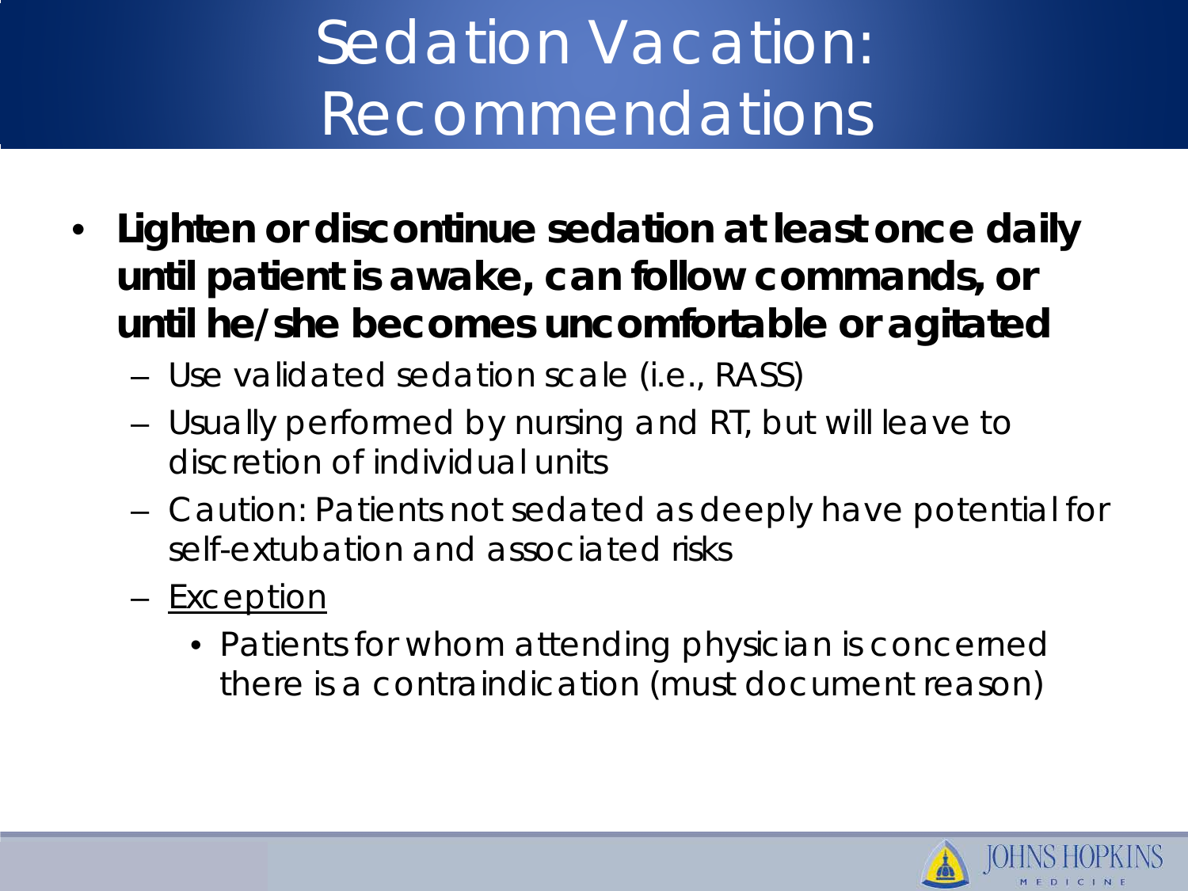# Sedation Vacation: Recommendations

- **Lighten or discontinue sedation at least once daily until patient is awake, can follow commands, or until he/she becomes uncomfortable or agitated**
  - Use validated sedation scale (i.e., RASS)
  - Usually performed by nursing and RT, but will leave to discretion of individual units
  - Caution: Patients not sedated as deeply have potential for self-extubation and associated risks
  - <u>Exception</u>
    - Patients for whom attending physician is concerned there is a contraindication (must document reason)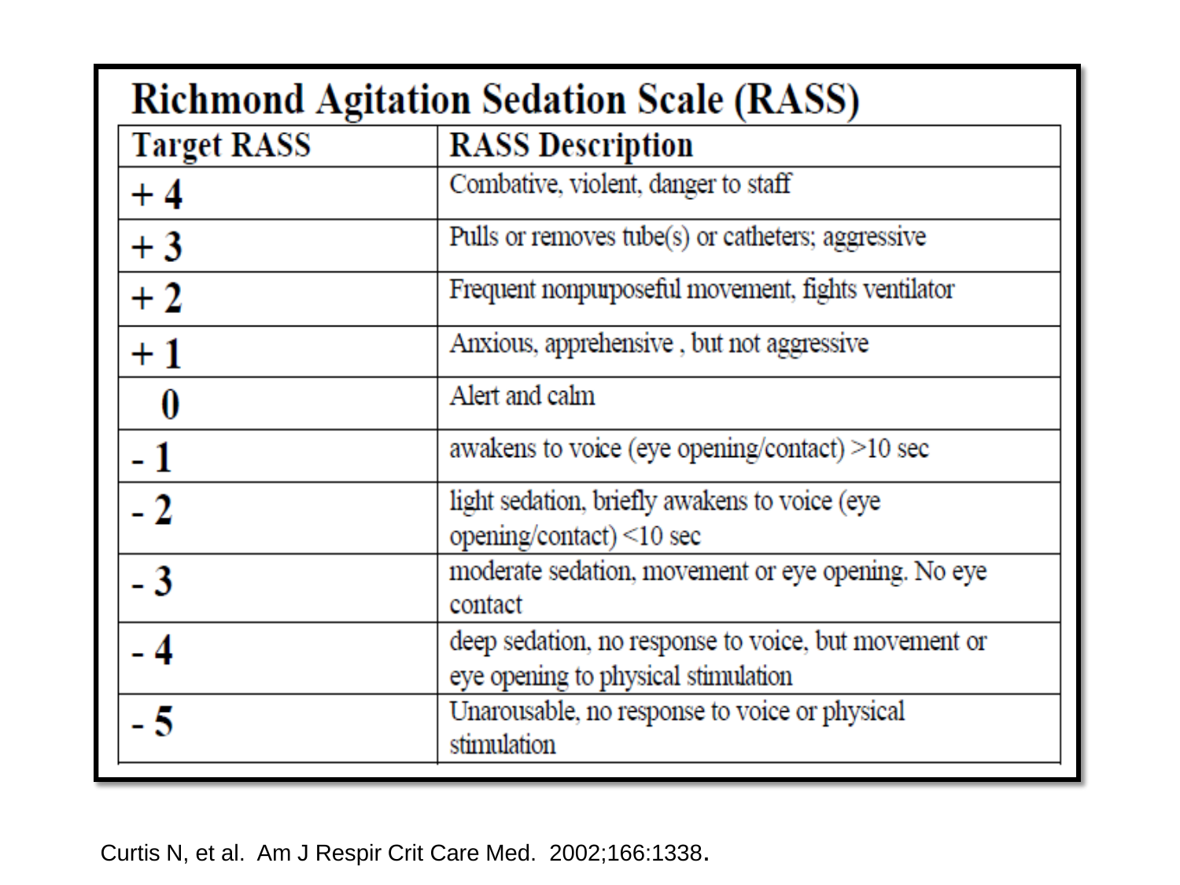# Richmond Agitation Sedation Scale (RASS)

| Target RASS | RASS Description |
|---|---|
| + 4 | Combative, violent, danger to staff |
| + 3 | Pulls or removes tube(s) or catheters; aggressive |
| + 2 | Frequent nonpurposeful movement, fights ventilator |
| + 1 | Anxious, apprehensive , but not aggressive |
| 0 | Alert and calm |
| - 1 | awakens to voice (eye opening/contact) >10 sec |
| - 2 | light sedation, briefly awakens to voice (eye opening/contact) <10 sec |
| - 3 | moderate sedation, movement or eye opening. No eye contact |
| - 4 | deep sedation, no response to voice, but movement or eye opening to physical stimulation |
| - 5 | Unarousable, no response to voice or physical stimulation |

Curtis N, et al. Am J Respir Crit Care Med. 2002;166:1338.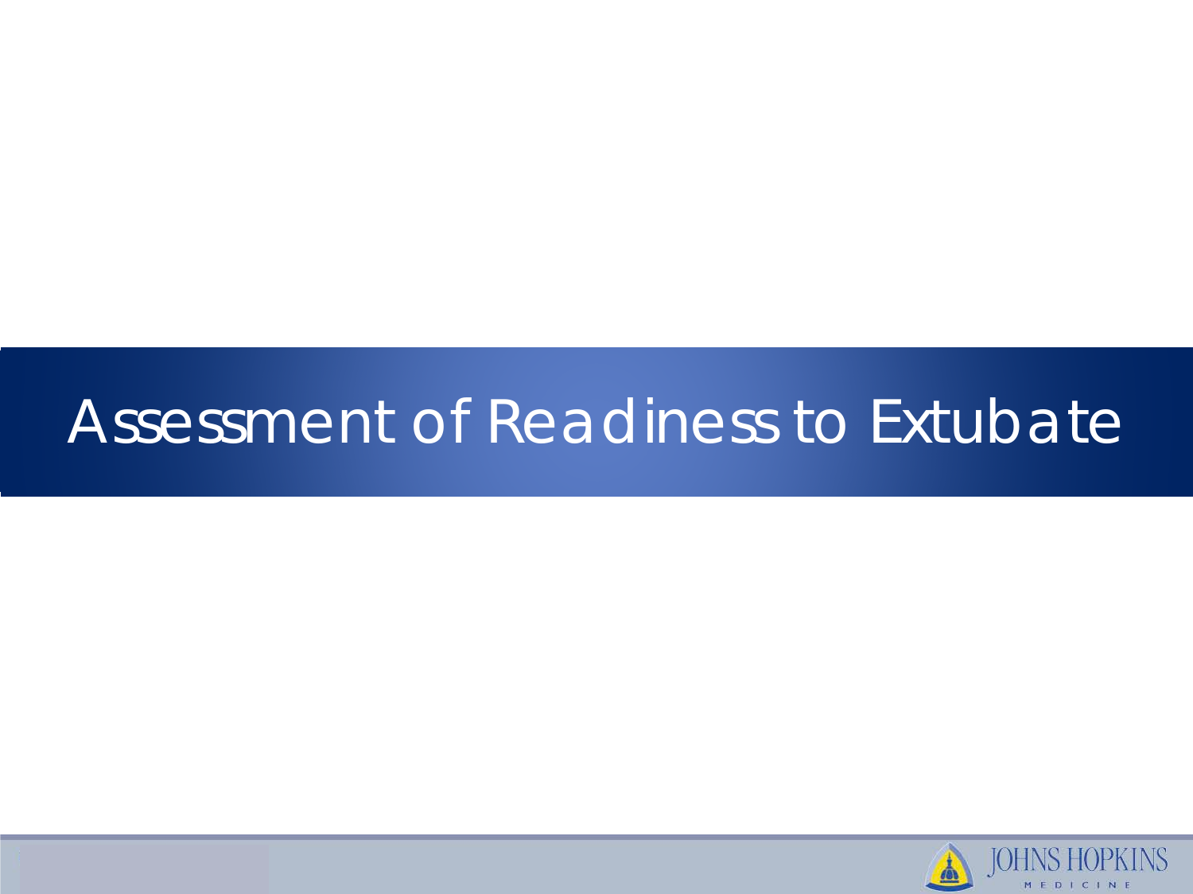# Assessment of Readiness to Extubate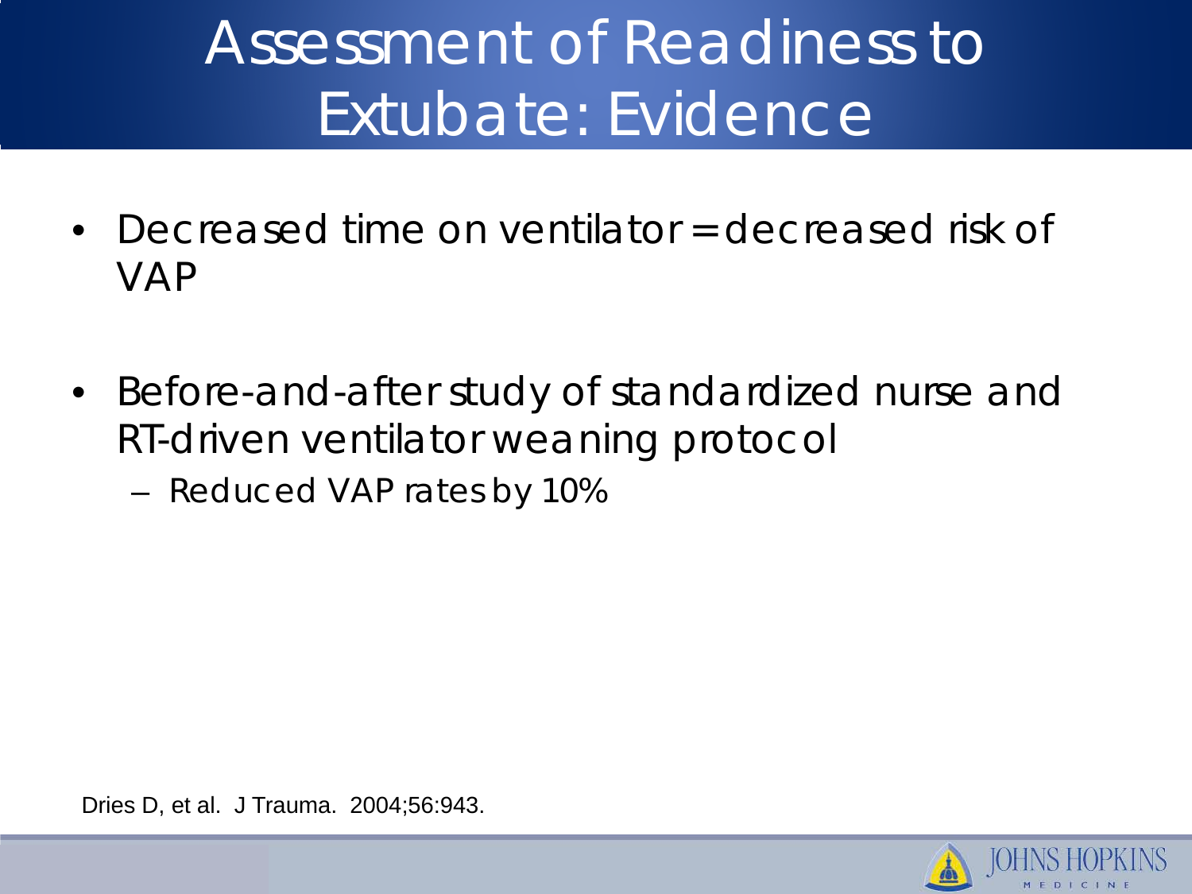# Assessment of Readiness to Extubate: Evidence

- Decreased time on ventilator = decreased risk of VAP
- Before-and-after study of standardized nurse and RT-driven ventilator weaning protocol
  - Reduced VAP rates by 10%

Dries D, et al. J Trauma. 2004;56:943.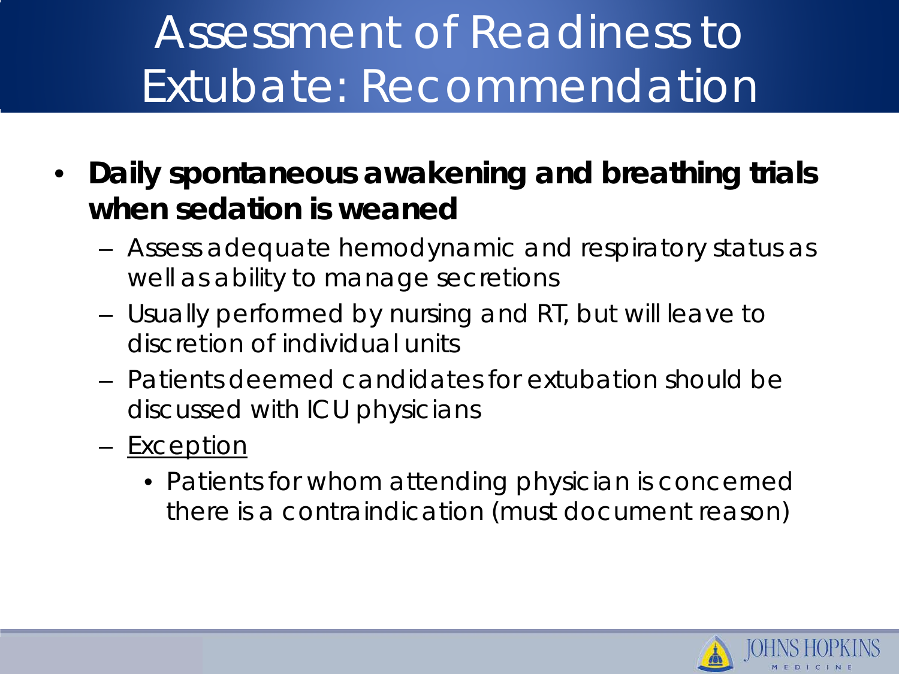# Assessment of Readiness to Extubate: Recommendation

- **Daily spontaneous awakening and breathing trials when sedation is weaned**
  - Assess adequate hemodynamic and respiratory status as well as ability to manage secretions
  - Usually performed by nursing and RT, but will leave to discretion of individual units
  - Patients deemed candidates for extubation should be discussed with ICU physicians
  - Exception
    - Patients for whom attending physician is concerned there is a contraindication (must document reason)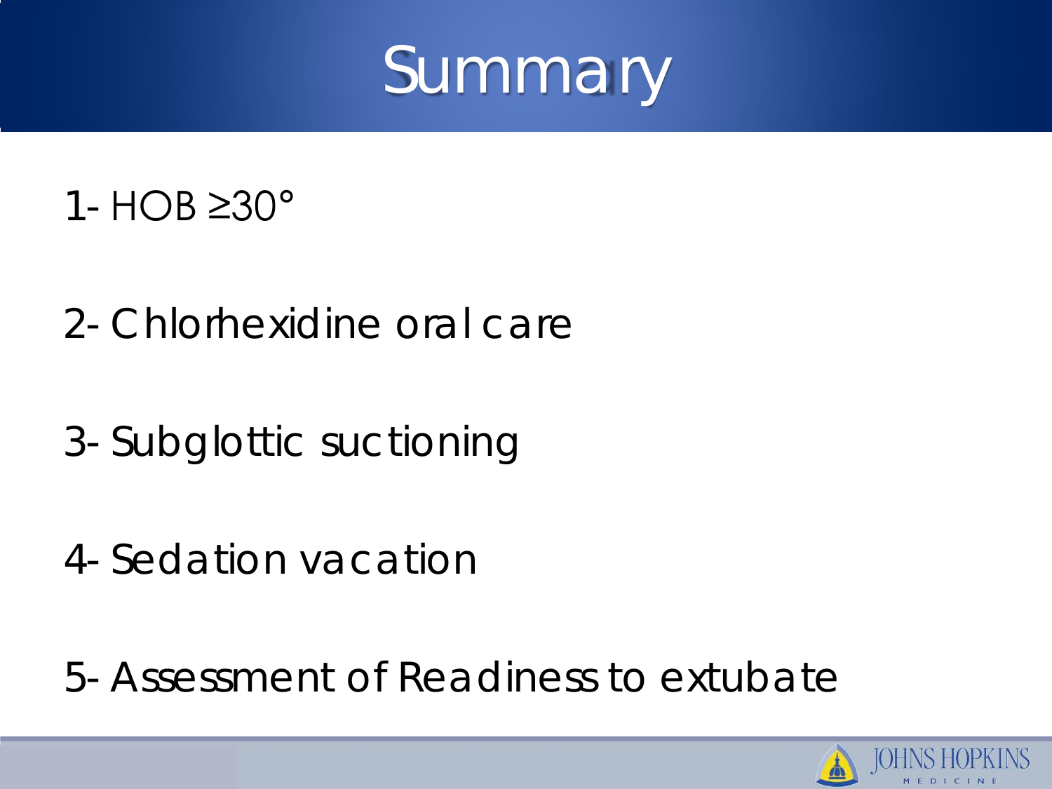# Summary

1- HOB ≥30°

2- Chlorhexidine oral care

3- Subglottic suctioning

4- Sedation vacation

5- Assessment of Readiness to extubate